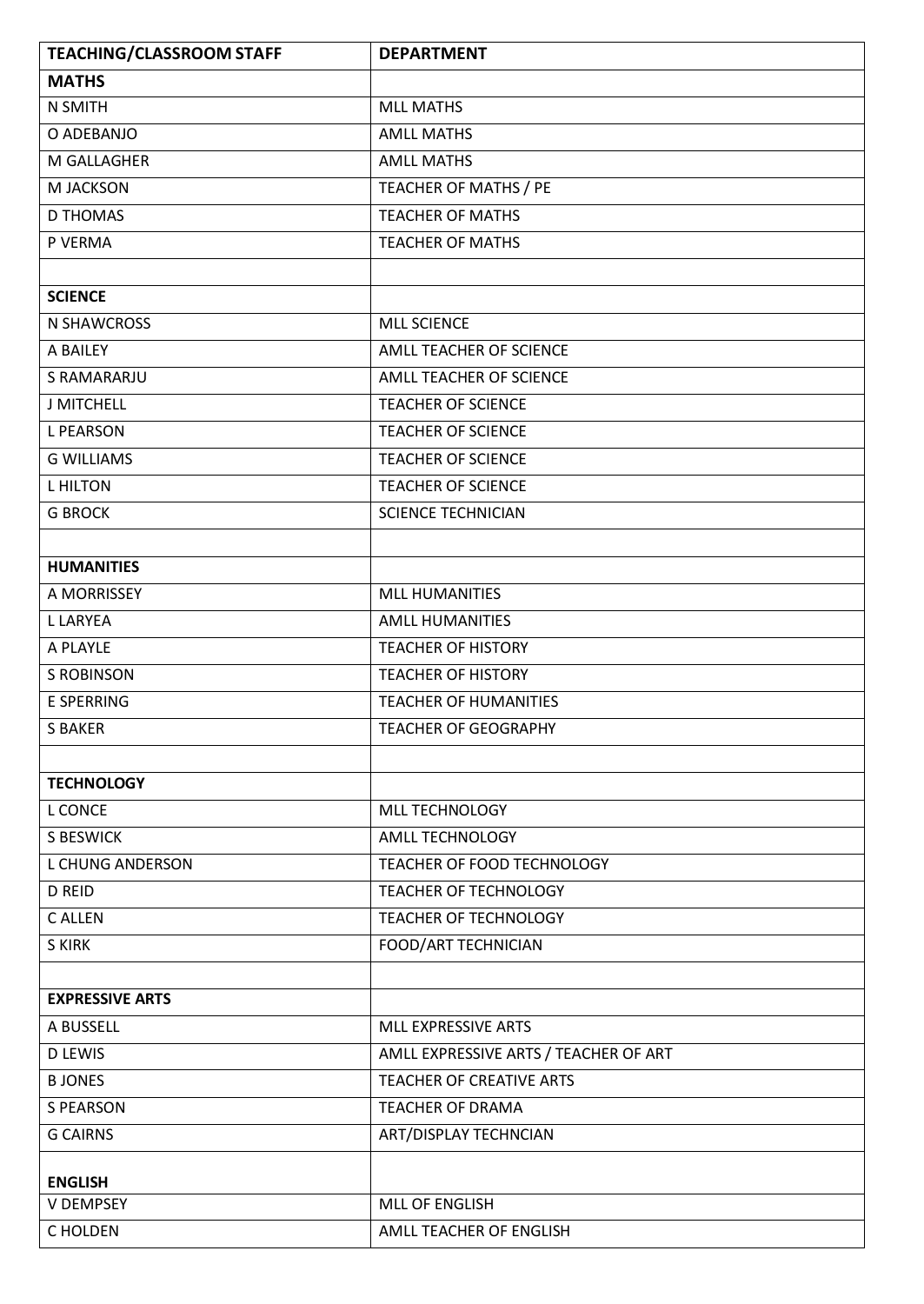| TEACHING/CLASSROOM STAFF | DEPARTMENT |
|---|---|
| **MATHS** | |
| N SMITH | MLL MATHS |
| O ADEBANJO | AMLL MATHS |
| M GALLAGHER | AMLL MATHS |
| M JACKSON | TEACHER OF MATHS / PE |
| D THOMAS | TEACHER OF MATHS |
| P VERMA | TEACHER OF MATHS |
| | |
| **SCIENCE** | |
| N SHAWCROSS | MLL SCIENCE |
| A BAILEY | AMLL TEACHER OF SCIENCE |
| S RAMARARJU | AMLL TEACHER OF SCIENCE |
| J MITCHELL | TEACHER OF SCIENCE |
| L PEARSON | TEACHER OF SCIENCE |
| G WILLIAMS | TEACHER OF SCIENCE |
| L HILTON | TEACHER OF SCIENCE |
| G BROCK | SCIENCE TECHNICIAN |
| | |
| **HUMANITIES** | |
| A MORRISSEY | MLL HUMANITIES |
| L LARYEA | AMLL HUMANITIES |
| A PLAYLE | TEACHER OF HISTORY |
| S ROBINSON | TEACHER OF HISTORY |
| E SPERRING | TEACHER OF HUMANITIES |
| S BAKER | TEACHER OF GEOGRAPHY |
| | |
| **TECHNOLOGY** | |
| L CONCE | MLL TECHNOLOGY |
| S BESWICK | AMLL TECHNOLOGY |
| L CHUNG ANDERSON | TEACHER OF FOOD TECHNOLOGY |
| D REID | TEACHER OF TECHNOLOGY |
| C ALLEN | TEACHER OF TECHNOLOGY |
| S KIRK | FOOD/ART TECHNICIAN |
| | |
| **EXPRESSIVE ARTS** | |
| A BUSSELL | MLL EXPRESSIVE ARTS |
| D LEWIS | AMLL EXPRESSIVE ARTS / TEACHER OF ART |
| B JONES | TEACHER OF CREATIVE ARTS |
| S PEARSON | TEACHER OF DRAMA |
| G CAIRNS | ART/DISPLAY TECHNCIAN |
| | |
| **ENGLISH** | |
| V DEMPSEY | MLL OF ENGLISH |
| C HOLDEN | AMLL TEACHER OF ENGLISH |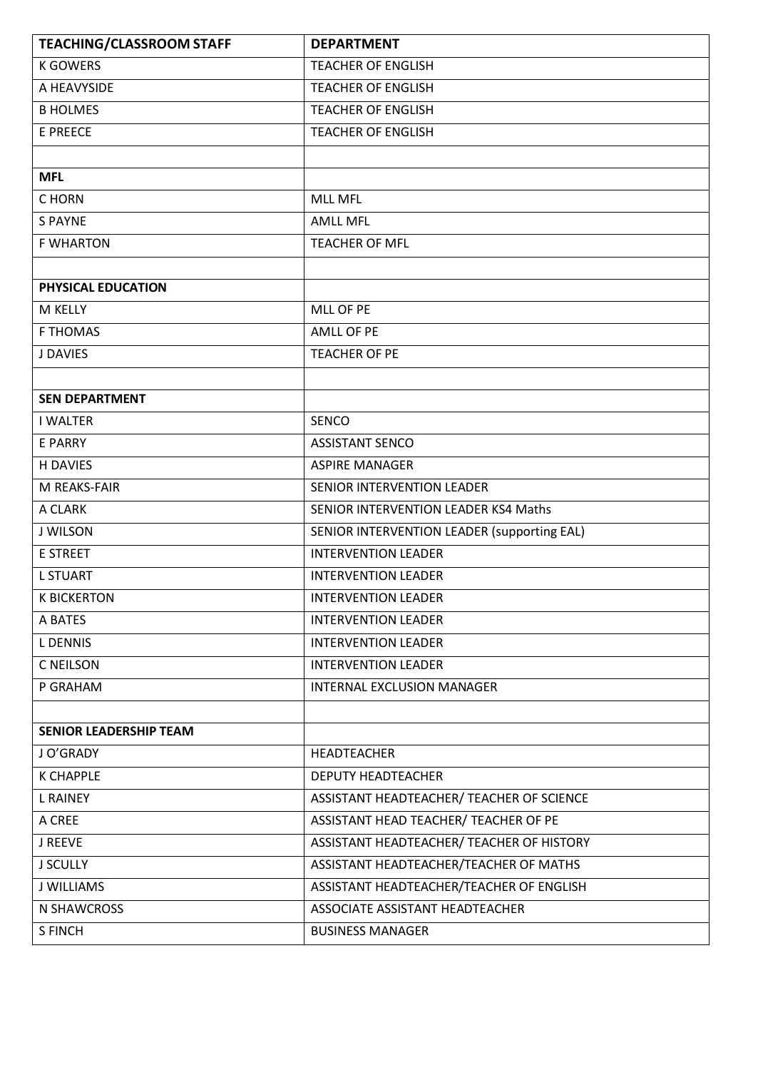| TEACHING/CLASSROOM STAFF | DEPARTMENT |
|---|---|
| K GOWERS | TEACHER OF ENGLISH |
| A HEAVYSIDE | TEACHER OF ENGLISH |
| B HOLMES | TEACHER OF ENGLISH |
| E PREECE | TEACHER OF ENGLISH |
| | |
| **MFL** | |
| C HORN | MLL MFL |
| S PAYNE | AMLL MFL |
| F WHARTON | TEACHER OF MFL |
| | |
| **PHYSICAL EDUCATION** | |
| M KELLY | MLL OF PE |
| F THOMAS | AMLL OF PE |
| J DAVIES | TEACHER OF PE |
| | |
| **SEN DEPARTMENT** | |
| I WALTER | SENCO |
| E PARRY | ASSISTANT SENCO |
| H DAVIES | ASPIRE MANAGER |
| M REAKS-FAIR | SENIOR INTERVENTION LEADER |
| A CLARK | SENIOR INTERVENTION LEADER KS4 Maths |
| J WILSON | SENIOR INTERVENTION LEADER (supporting EAL) |
| E STREET | INTERVENTION LEADER |
| L STUART | INTERVENTION LEADER |
| K BICKERTON | INTERVENTION LEADER |
| A BATES | INTERVENTION LEADER |
| L DENNIS | INTERVENTION LEADER |
| C NEILSON | INTERVENTION LEADER |
| P GRAHAM | INTERNAL EXCLUSION MANAGER |
| | |
| **SENIOR LEADERSHIP TEAM** | |
| J O'GRADY | HEADTEACHER |
| K CHAPPLE | DEPUTY HEADTEACHER |
| L RAINEY | ASSISTANT HEADTEACHER/ TEACHER OF SCIENCE |
| A CREE | ASSISTANT HEAD TEACHER/ TEACHER OF PE |
| J REEVE | ASSISTANT HEADTEACHER/ TEACHER OF HISTORY |
| J SCULLY | ASSISTANT HEADTEACHER/TEACHER OF MATHS |
| J WILLIAMS | ASSISTANT HEADTEACHER/TEACHER OF ENGLISH |
| N SHAWCROSS | ASSOCIATE ASSISTANT HEADTEACHER |
| S FINCH | BUSINESS MANAGER |